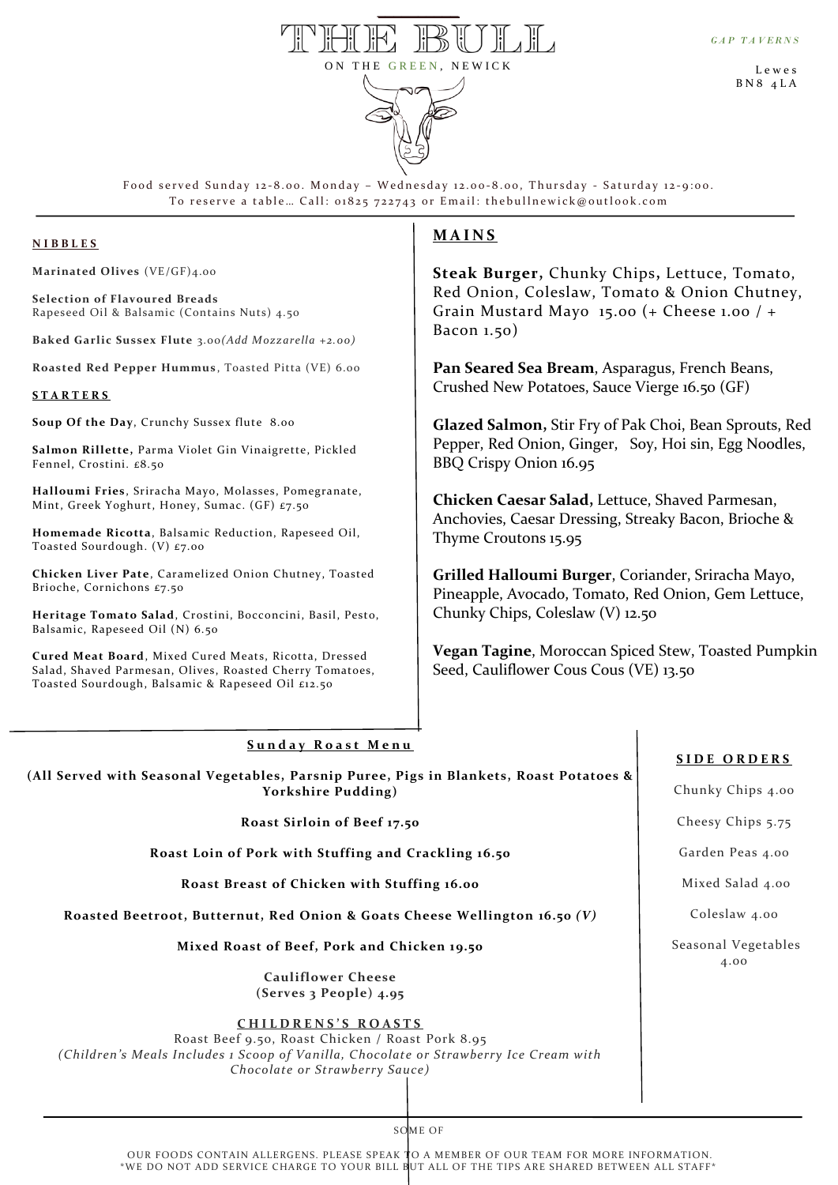# THE BULL

ON THE GREEN, NEWICK

GAP TAVERNS

Lewes
BN8 4LA

Food served Sunday 12-8.00. Monday – Wednesday 12.00-8.00, Thursday - Saturday 12-9:00.
To reserve a table… Call: 01825 722743 or Email: thebullnewick@outlook.com

## NIBBLES

**Marinated Olives** (VE/GF)4.00

**Selection of Flavoured Breads**
Rapeseed Oil & Balsamic (Contains Nuts) 4.50

**Baked Garlic Sussex Flute** 3.00*(Add Mozzarella +2.00)*

**Roasted Red Pepper Hummus**, Toasted Pitta (VE) 6.00

## STARTERS

**Soup Of the Day**, Crunchy Sussex flute 8.00

**Salmon Rillette,** Parma Violet Gin Vinaigrette, Pickled Fennel, Crostini. £8.50

**Halloumi Fries**, Sriracha Mayo, Molasses, Pomegranate, Mint, Greek Yoghurt, Honey, Sumac. (GF) £7.50

**Homemade Ricotta**, Balsamic Reduction, Rapeseed Oil, Toasted Sourdough. (V) £7.00

**Chicken Liver Pate**, Caramelized Onion Chutney, Toasted Brioche, Cornichons £7.50

**Heritage Tomato Salad**, Crostini, Bocconcini, Basil, Pesto, Balsamic, Rapeseed Oil (N) 6.50

**Cured Meat Board**, Mixed Cured Meats, Ricotta, Dressed Salad, Shaved Parmesan, Olives, Roasted Cherry Tomatoes, Toasted Sourdough, Balsamic & Rapeseed Oil £12.50

## MAINS

**Steak Burger,** Chunky Chips**,** Lettuce, Tomato, Red Onion, Coleslaw, Tomato & Onion Chutney, Grain Mustard Mayo 15.00 (+ Cheese 1.00 / + Bacon 1.50)

**Pan Seared Sea Bream**, Asparagus, French Beans, Crushed New Potatoes, Sauce Vierge 16.50 (GF)

**Glazed Salmon,** Stir Fry of Pak Choi, Bean Sprouts, Red Pepper, Red Onion, Ginger, Soy, Hoi sin, Egg Noodles, BBQ Crispy Onion 16.95

**Chicken Caesar Salad,** Lettuce, Shaved Parmesan, Anchovies, Caesar Dressing, Streaky Bacon, Brioche & Thyme Croutons 15.95

**Grilled Halloumi Burger**, Coriander, Sriracha Mayo, Pineapple, Avocado, Tomato, Red Onion, Gem Lettuce, Chunky Chips, Coleslaw (V) 12.50

**Vegan Tagine**, Moroccan Spiced Stew, Toasted Pumpkin Seed, Cauliflower Cous Cous (VE) 13.50

## Sunday Roast Menu

**(All Served with Seasonal Vegetables, Parsnip Puree, Pigs in Blankets, Roast Potatoes & Yorkshire Pudding)**

**Roast Sirloin of Beef 17.50**

**Roast Loin of Pork with Stuffing and Crackling 16.50**

**Roast Breast of Chicken with Stuffing 16.00**

**Roasted Beetroot, Butternut, Red Onion & Goats Cheese Wellington 16.50** ***(V)***

**Mixed Roast of Beef, Pork and Chicken 19.50**

**Cauliflower Cheese
(Serves 3 People) 4.95**

### CHILDRENS'S ROASTS

Roast Beef 9.50, Roast Chicken / Roast Pork 8.95
*(Children's Meals Includes 1 Scoop of Vanilla, Chocolate or Strawberry Ice Cream with Chocolate or Strawberry Sauce)*

## SIDE ORDERS

Chunky Chips 4.00

Cheesy Chips 5.75

Garden Peas 4.00

Mixed Salad 4.00

Coleslaw 4.00

Seasonal Vegetables 4.00

SOME OF OUR FOODS CONTAIN ALLERGENS. PLEASE SPEAK TO A MEMBER OF OUR TEAM FOR MORE INFORMATION.
*WE DO NOT ADD SERVICE CHARGE TO YOUR BILL BUT ALL OF THE TIPS ARE SHARED BETWEEN ALL STAFF*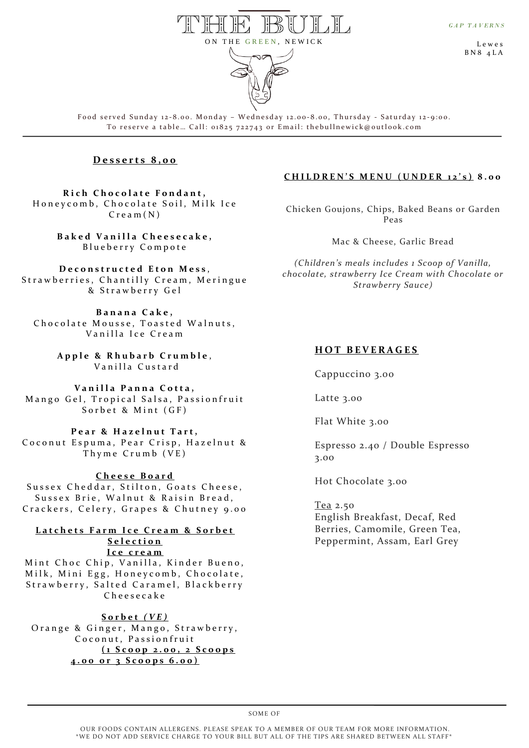# THE BULL

ON THE GREEN, NEWICK

GAP TAVERNS

Lewes
BN8 4LA

Food served Sunday 12-8.00. Monday – Wednesday 12.00-8.00, Thursday - Saturday 12-9:00.
To reserve a table… Call: 01825 722743 or Email: thebullnewick@outlook.com

## Desserts 8,00

**Rich Chocolate Fondant,**
Honeycomb, Chocolate Soil, Milk Ice Cream(N)

**Baked Vanilla Cheesecake,**
Blueberry Compote

**Deconstructed Eton Mess,**
Strawberries, Chantilly Cream, Meringue & Strawberry Gel

**Banana Cake,**
Chocolate Mousse, Toasted Walnuts, Vanilla Ice Cream

**Apple & Rhubarb Crumble,**
Vanilla Custard

**Vanilla Panna Cotta,**
Mango Gel, Tropical Salsa, Passionfruit Sorbet & Mint (GF)

**Pear & Hazelnut Tart,**
Coconut Espuma, Pear Crisp, Hazelnut & Thyme Crumb (VE)

### Cheese Board

Sussex Cheddar, Stilton, Goats Cheese, Sussex Brie, Walnut & Raisin Bread, Crackers, Celery, Grapes & Chutney 9.00

### Latchets Farm Ice Cream & Sorbet Selection

**Ice cream**

Mint Choc Chip, Vanilla, Kinder Bueno, Milk, Mini Egg, Honeycomb, Chocolate, Strawberry, Salted Caramel, Blackberry Cheesecake

**Sorbet *(VE)***

Orange & Ginger, Mango, Strawberry, Coconut, Passionfruit

**(1 Scoop 2.00, 2 Scoops 4.00 or 3 Scoops 6.00)**

## CHILDREN'S MENU (UNDER 12's) 8.00

Chicken Goujons, Chips, Baked Beans or Garden Peas

Mac & Cheese, Garlic Bread

*(Children's meals includes 1 Scoop of Vanilla, chocolate, strawberry Ice Cream with Chocolate or Strawberry Sauce)*

## HOT BEVERAGES

Cappuccino 3.00

Latte 3.00

Flat White 3.00

Espresso 2.40 / Double Espresso 3.00

Hot Chocolate 3.00

Tea 2.50
English Breakfast, Decaf, Red Berries, Camomile, Green Tea, Peppermint, Assam, Earl Grey

SOME OF
OUR FOODS CONTAIN ALLERGENS. PLEASE SPEAK TO A MEMBER OF OUR TEAM FOR MORE INFORMATION.
*WE DO NOT ADD SERVICE CHARGE TO YOUR BILL BUT ALL OF THE TIPS ARE SHARED BETWEEN ALL STAFF*